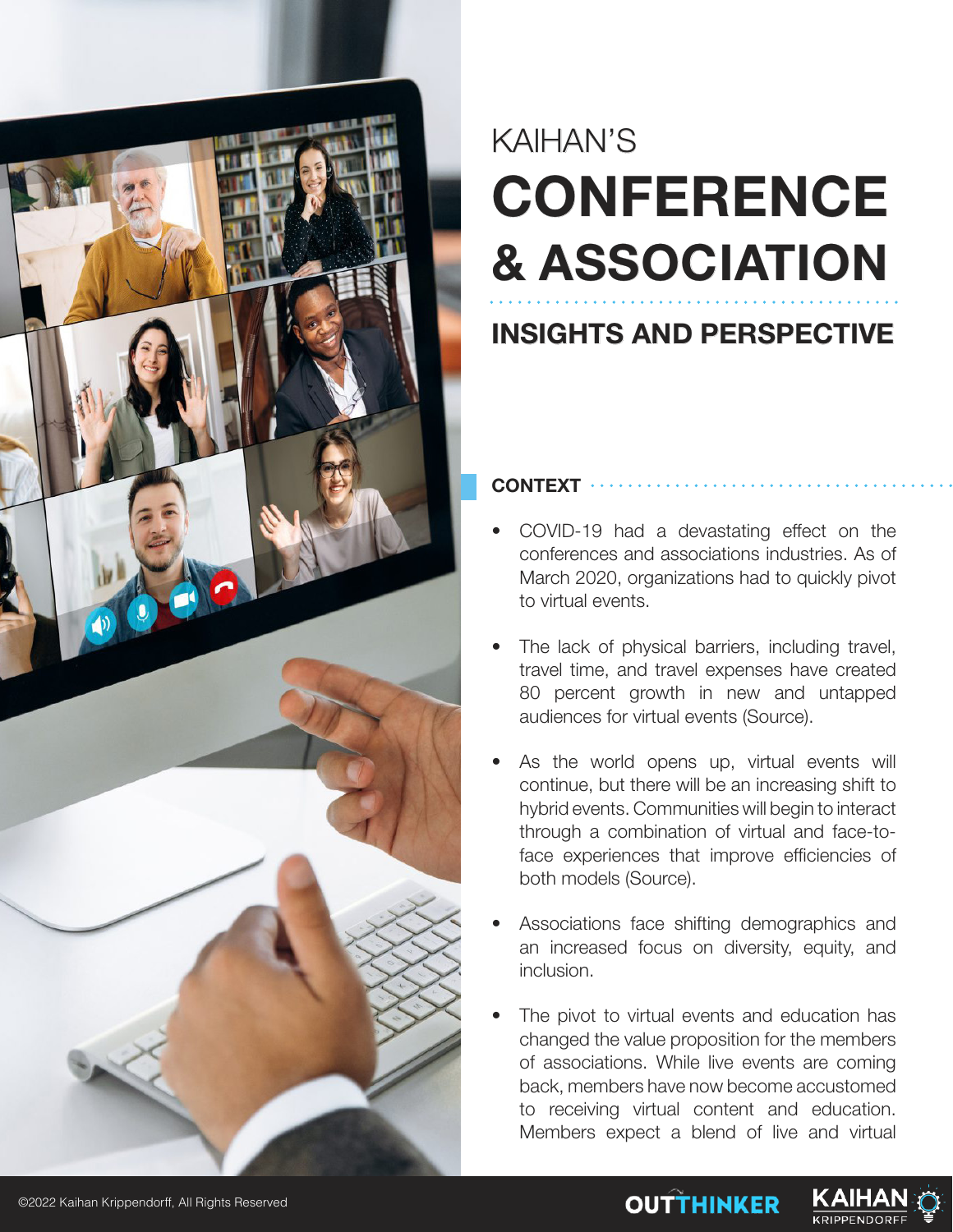KAIHAN'S

# CONFERENCE & ASSOCIATION

## INSIGHTS AND PERSPECTIVE

### CONTEXT

- COVID-19 had a devastating effect on the conferences and associations industries. As of March 2020, organizations had to quickly pivot to virtual events.

- The lack of physical barriers, including travel, travel time, and travel expenses have created 80 percent growth in new and untapped audiences for virtual events (Source).

- As the world opens up, virtual events will continue, but there will be an increasing shift to hybrid events. Communities will begin to interact through a combination of virtual and face-to-face experiences that improve efficiencies of both models (Source).

- Associations face shifting demographics and an increased focus on diversity, equity, and inclusion.

- The pivot to virtual events and education has changed the value proposition for the members of associations. While live events are coming back, members have now become accustomed to receiving virtual content and education. Members expect a blend of live and virtual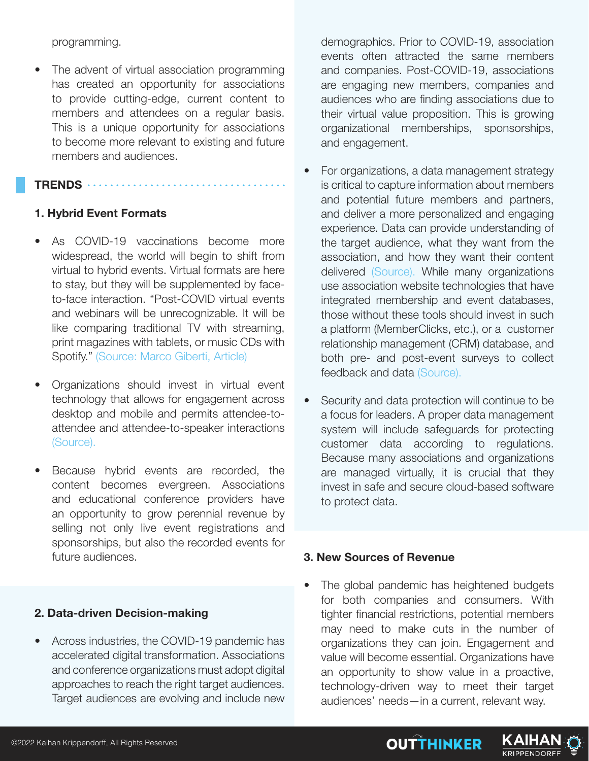programming.

- The advent of virtual association programming has created an opportunity for associations to provide cutting-edge, current content to members and attendees on a regular basis. This is a unique opportunity for associations to become more relevant to existing and future members and audiences.

## TRENDS

### 1. Hybrid Event Formats

- As COVID-19 vaccinations become more widespread, the world will begin to shift from virtual to hybrid events. Virtual formats are here to stay, but they will be supplemented by face-to-face interaction. "Post-COVID virtual events and webinars will be unrecognizable. It will be like comparing traditional TV with streaming, print magazines with tablets, or music CDs with Spotify." (Source: Marco Giberti, Article)

- Organizations should invest in virtual event technology that allows for engagement across desktop and mobile and permits attendee-to-attendee and attendee-to-speaker interactions (Source).

- Because hybrid events are recorded, the content becomes evergreen. Associations and educational conference providers have an opportunity to grow perennial revenue by selling not only live event registrations and sponsorships, but also the recorded events for future audiences.

### 2. Data-driven Decision-making

- Across industries, the COVID-19 pandemic has accelerated digital transformation. Associations and conference organizations must adopt digital approaches to reach the right target audiences. Target audiences are evolving and include new demographics. Prior to COVID-19, association events often attracted the same members and companies. Post-COVID-19, associations are engaging new members, companies and audiences who are finding associations due to their virtual value proposition. This is growing organizational memberships, sponsorships, and engagement.

- For organizations, a data management strategy is critical to capture information about members and potential future members and partners, and deliver a more personalized and engaging experience. Data can provide understanding of the target audience, what they want from the association, and how they want their content delivered (Source). While many organizations use association website technologies that have integrated membership and event databases, those without these tools should invest in such a platform (MemberClicks, etc.), or a customer relationship management (CRM) database, and both pre- and post-event surveys to collect feedback and data (Source).

- Security and data protection will continue to be a focus for leaders. A proper data management system will include safeguards for protecting customer data according to regulations. Because many associations and organizations are managed virtually, it is crucial that they invest in safe and secure cloud-based software to protect data.

### 3. New Sources of Revenue

- The global pandemic has heightened budgets for both companies and consumers. With tighter financial restrictions, potential members may need to make cuts in the number of organizations they can join. Engagement and value will become essential. Organizations have an opportunity to show value in a proactive, technology-driven way to meet their target audiences' needs—in a current, relevant way.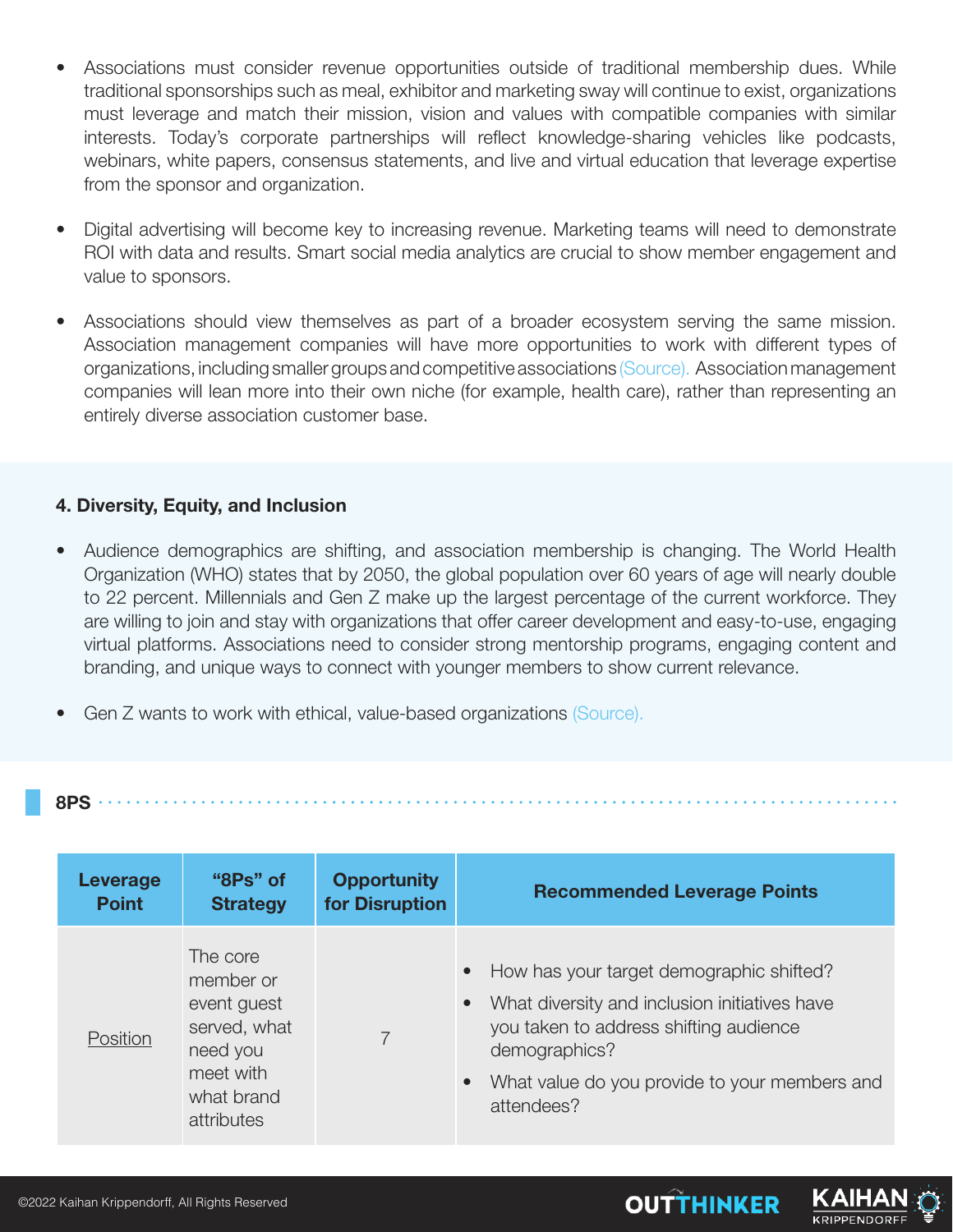- Associations must consider revenue opportunities outside of traditional membership dues. While traditional sponsorships such as meal, exhibitor and marketing sway will continue to exist, organizations must leverage and match their mission, vision and values with compatible companies with similar interests. Today's corporate partnerships will reflect knowledge-sharing vehicles like podcasts, webinars, white papers, consensus statements, and live and virtual education that leverage expertise from the sponsor and organization.

- Digital advertising will become key to increasing revenue. Marketing teams will need to demonstrate ROI with data and results. Smart social media analytics are crucial to show member engagement and value to sponsors.

- Associations should view themselves as part of a broader ecosystem serving the same mission. Association management companies will have more opportunities to work with different types of organizations, including smaller groups and competitive associations (Source). Association management companies will lean more into their own niche (for example, health care), rather than representing an entirely diverse association customer base.

#### 4. Diversity, Equity, and Inclusion

- Audience demographics are shifting, and association membership is changing. The World Health Organization (WHO) states that by 2050, the global population over 60 years of age will nearly double to 22 percent. Millennials and Gen Z make up the largest percentage of the current workforce. They are willing to join and stay with organizations that offer career development and easy-to-use, engaging virtual platforms. Associations need to consider strong mentorship programs, engaging content and branding, and unique ways to connect with younger members to show current relevance.

- Gen Z wants to work with ethical, value-based organizations (Source).

## 8PS

| Leverage Point | "8Ps" of Strategy | Opportunity for Disruption | Recommended Leverage Points |
|---|---|---|---|
| Position | The core member or event guest served, what need you meet with what brand attributes | 7 | • How has your target demographic shifted?<br>• What diversity and inclusion initiatives have you taken to address shifting audience demographics?<br>• What value do you provide to your members and attendees? |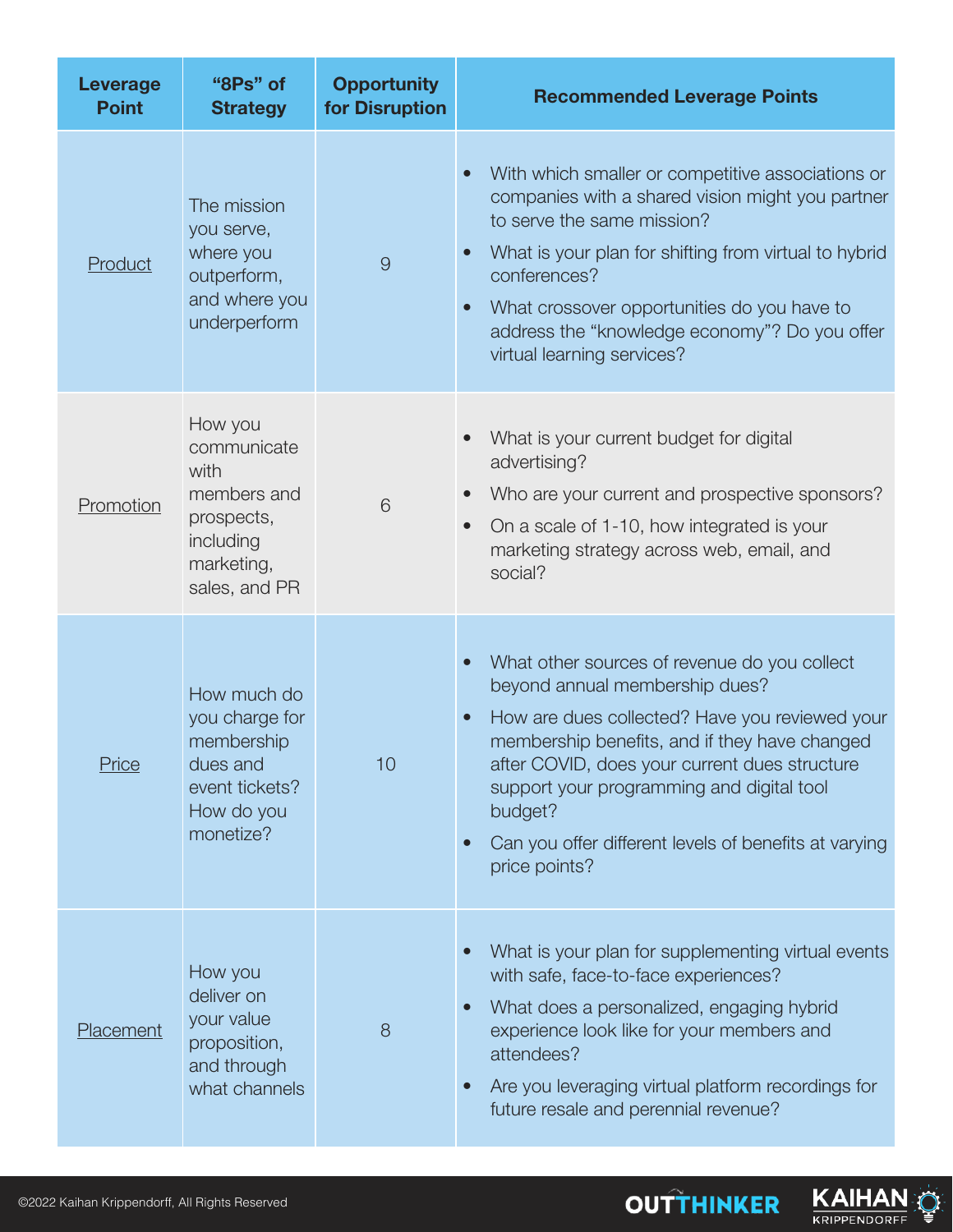| Leverage Point | "8Ps" of Strategy | Opportunity for Disruption | Recommended Leverage Points |
|---|---|---|---|
| Product | The mission you serve, where you outperform, and where you underperform | 9 | • With which smaller or competitive associations or companies with a shared vision might you partner to serve the same mission?<br>• What is your plan for shifting from virtual to hybrid conferences?<br>• What crossover opportunities do you have to address the "knowledge economy"? Do you offer virtual learning services? |
| Promotion | How you communicate with members and prospects, including marketing, sales, and PR | 6 | • What is your current budget for digital advertising?<br>• Who are your current and prospective sponsors?<br>• On a scale of 1-10, how integrated is your marketing strategy across web, email, and social? |
| Price | How much do you charge for membership dues and event tickets? How do you monetize? | 10 | • What other sources of revenue do you collect beyond annual membership dues?<br>• How are dues collected? Have you reviewed your membership benefits, and if they have changed after COVID, does your current dues structure support your programming and digital tool budget?<br>• Can you offer different levels of benefits at varying price points? |
| Placement | How you deliver on your value proposition, and through what channels | 8 | • What is your plan for supplementing virtual events with safe, face-to-face experiences?<br>• What does a personalized, engaging hybrid experience look like for your members and attendees?<br>• Are you leveraging virtual platform recordings for future resale and perennial revenue? |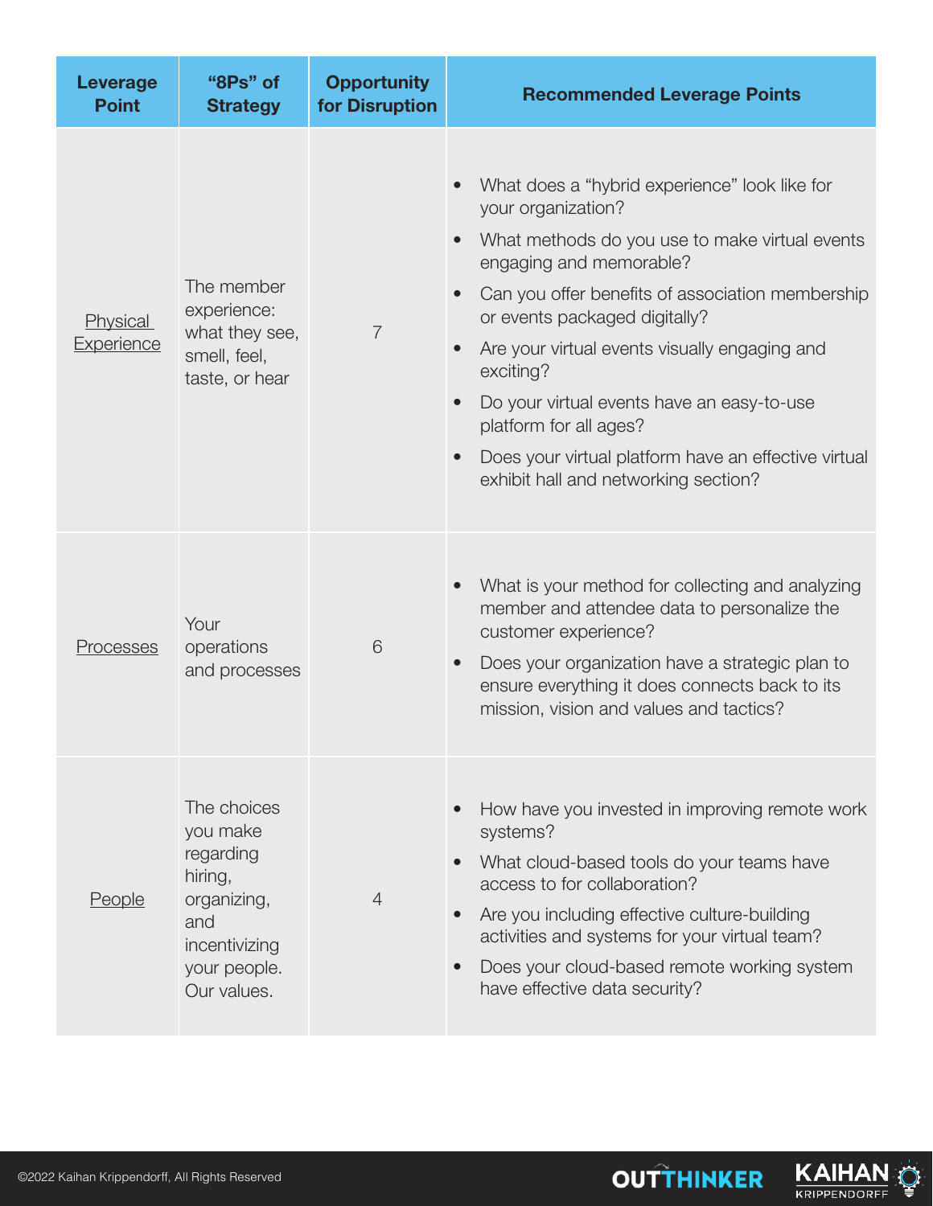| Leverage Point | "8Ps" of Strategy | Opportunity for Disruption | Recommended Leverage Points |
|---|---|---|---|
| Physical Experience | The member experience: what they see, smell, feel, taste, or hear | 7 | • What does a "hybrid experience" look like for your organization?<br>• What methods do you use to make virtual events engaging and memorable?<br>• Can you offer benefits of association membership or events packaged digitally?<br>• Are your virtual events visually engaging and exciting?<br>• Do your virtual events have an easy-to-use platform for all ages?<br>• Does your virtual platform have an effective virtual exhibit hall and networking section? |
| Processes | Your operations and processes | 6 | • What is your method for collecting and analyzing member and attendee data to personalize the customer experience?<br>• Does your organization have a strategic plan to ensure everything it does connects back to its mission, vision and values and tactics? |
| People | The choices you make regarding hiring, organizing, and incentivizing your people. Our values. | 4 | • How have you invested in improving remote work systems?<br>• What cloud-based tools do your teams have access to for collaboration?<br>• Are you including effective culture-building activities and systems for your virtual team?<br>• Does your cloud-based remote working system have effective data security? |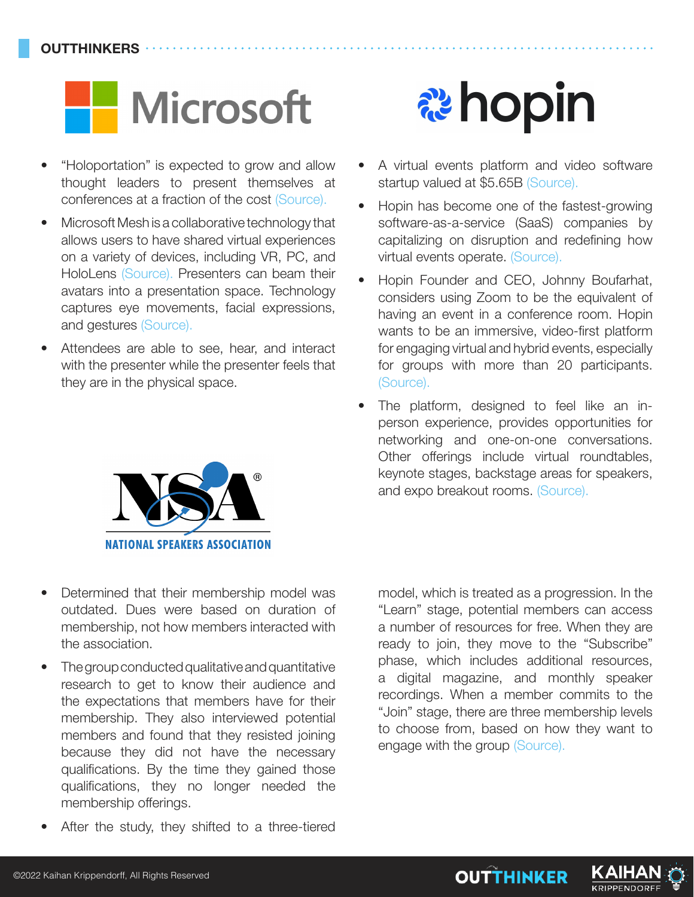## OUTTHINKERS

### Microsoft

- "Holoportation" is expected to grow and allow thought leaders to present themselves at conferences at a fraction of the cost (Source).
- Microsoft Mesh is a collaborative technology that allows users to have shared virtual experiences on a variety of devices, including VR, PC, and HoloLens (Source). Presenters can beam their avatars into a presentation space. Technology captures eye movements, facial expressions, and gestures (Source).
- Attendees are able to see, hear, and interact with the presenter while the presenter feels that they are in the physical space.

### hopin

- A virtual events platform and video software startup valued at $5.65B (Source).
- Hopin has become one of the fastest-growing software-as-a-service (SaaS) companies by capitalizing on disruption and redefining how virtual events operate. (Source).
- Hopin Founder and CEO, Johnny Boufarhat, considers using Zoom to be the equivalent of having an event in a conference room. Hopin wants to be an immersive, video-first platform for engaging virtual and hybrid events, especially for groups with more than 20 participants. (Source).
- The platform, designed to feel like an in-person experience, provides opportunities for networking and one-on-one conversations. Other offerings include virtual roundtables, keynote stages, backstage areas for speakers, and expo breakout rooms. (Source).

### NSA – National Speakers Association

- Determined that their membership model was outdated. Dues were based on duration of membership, not how members interacted with the association.
- The group conducted qualitative and quantitative research to get to know their audience and the expectations that members have for their membership. They also interviewed potential members and found that they resisted joining because they did not have the necessary qualifications. By the time they gained those qualifications, they no longer needed the membership offerings.
- After the study, they shifted to a three-tiered model, which is treated as a progression. In the "Learn" stage, potential members can access a number of resources for free. When they are ready to join, they move to the "Subscribe" phase, which includes additional resources, a digital magazine, and monthly speaker recordings. When a member commits to the "Join" stage, there are three membership levels to choose from, based on how they want to engage with the group (Source).

©2022 Kaihan Krippendorff, All Rights Reserved